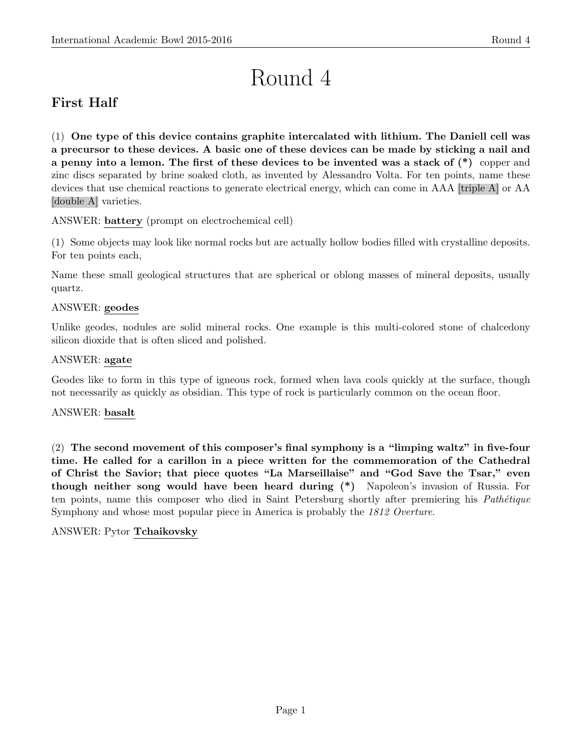# Round 4

## First Half

(1) **One type of this device contains graphite intercalated with lithium. The Daniell cell was a precursor to these devices. A basic one of these devices can be made by sticking a nail and a penny into a lemon. The first of these devices to be invented was a stack of (*)** copper and zinc discs separated by brine soaked cloth, as invented by Alessandro Volta. For ten points, name these devices that use chemical reactions to generate electrical energy, which can come in AAA [triple A] or AA [double A] varieties.

ANSWER: **battery** (prompt on electrochemical cell)

(1) Some objects may look like normal rocks but are actually hollow bodies filled with crystalline deposits. For ten points each,

Name these small geological structures that are spherical or oblong masses of mineral deposits, usually quartz.

ANSWER: **geodes**

Unlike geodes, nodules are solid mineral rocks. One example is this multi-colored stone of chalcedony silicon dioxide that is often sliced and polished.

ANSWER: **agate**

Geodes like to form in this type of igneous rock, formed when lava cools quickly at the surface, though not necessarily as quickly as obsidian. This type of rock is particularly common on the ocean floor.

ANSWER: **basalt**

(2) **The second movement of this composer's final symphony is a "limping waltz" in five-four time. He called for a carillon in a piece written for the commemoration of the Cathedral of Christ the Savior; that piece quotes "La Marseillaise" and "God Save the Tsar," even though neither song would have been heard during (*)** Napoleon's invasion of Russia. For ten points, name this composer who died in Saint Petersburg shortly after premiering his *Pathétique* Symphony and whose most popular piece in America is probably the *1812 Overture*.

ANSWER: Pytor **Tchaikovsky**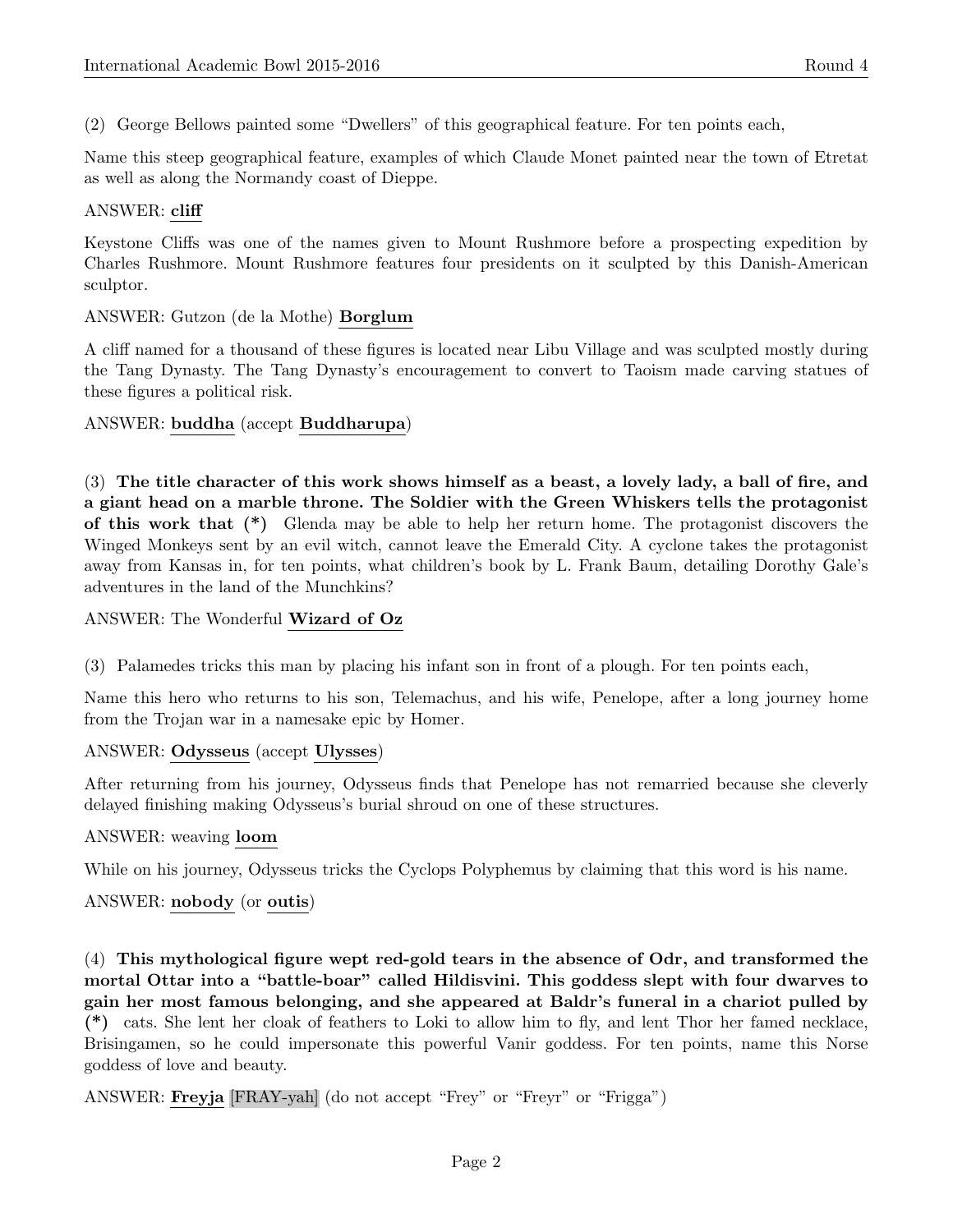(2) George Bellows painted some "Dwellers" of this geographical feature. For ten points each,

Name this steep geographical feature, examples of which Claude Monet painted near the town of Etretat as well as along the Normandy coast of Dieppe.

ANSWER: **cliff**

Keystone Cliffs was one of the names given to Mount Rushmore before a prospecting expedition by Charles Rushmore. Mount Rushmore features four presidents on it sculpted by this Danish-American sculptor.

ANSWER: Gutzon (de la Mothe) **Borglum**

A cliff named for a thousand of these figures is located near Libu Village and was sculpted mostly during the Tang Dynasty. The Tang Dynasty's encouragement to convert to Taoism made carving statues of these figures a political risk.

ANSWER: **buddha** (accept **Buddharupa**)

(3) **The title character of this work shows himself as a beast, a lovely lady, a ball of fire, and a giant head on a marble throne. The Soldier with the Green Whiskers tells the protagonist of this work that (*)** Glenda may be able to help her return home. The protagonist discovers the Winged Monkeys sent by an evil witch, cannot leave the Emerald City. A cyclone takes the protagonist away from Kansas in, for ten points, what children's book by L. Frank Baum, detailing Dorothy Gale's adventures in the land of the Munchkins?

ANSWER: The Wonderful **Wizard of Oz**

(3) Palamedes tricks this man by placing his infant son in front of a plough. For ten points each,

Name this hero who returns to his son, Telemachus, and his wife, Penelope, after a long journey home from the Trojan war in a namesake epic by Homer.

ANSWER: **Odysseus** (accept **Ulysses**)

After returning from his journey, Odysseus finds that Penelope has not remarried because she cleverly delayed finishing making Odysseus's burial shroud on one of these structures.

ANSWER: weaving **loom**

While on his journey, Odysseus tricks the Cyclops Polyphemus by claiming that this word is his name.

ANSWER: **nobody** (or **outis**)

(4) **This mythological figure wept red-gold tears in the absence of Odr, and transformed the mortal Ottar into a "battle-boar" called Hildisvini. This goddess slept with four dwarves to gain her most famous belonging, and she appeared at Baldr's funeral in a chariot pulled by (*)** cats. She lent her cloak of feathers to Loki to allow him to fly, and lent Thor her famed necklace, Brisingamen, so he could impersonate this powerful Vanir goddess. For ten points, name this Norse goddess of love and beauty.

ANSWER: **Freyja** [FRAY-yah] (do not accept "Frey" or "Freyr" or "Frigga")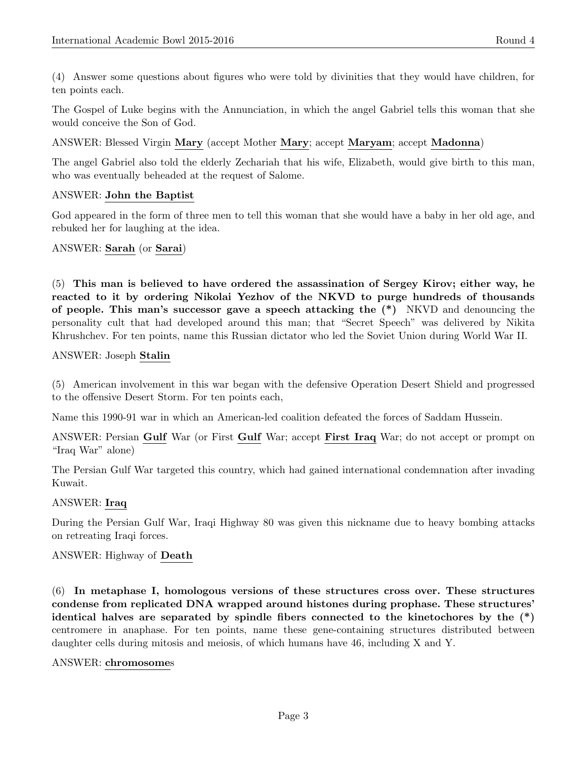(4) Answer some questions about figures who were told by divinities that they would have children, for ten points each.

The Gospel of Luke begins with the Annunciation, in which the angel Gabriel tells this woman that she would conceive the Son of God.

ANSWER: Blessed Virgin **Mary** (accept Mother **Mary**; accept **Maryam**; accept **Madonna**)

The angel Gabriel also told the elderly Zechariah that his wife, Elizabeth, would give birth to this man, who was eventually beheaded at the request of Salome.

ANSWER: **John the Baptist**

God appeared in the form of three men to tell this woman that she would have a baby in her old age, and rebuked her for laughing at the idea.

ANSWER: **Sarah** (or **Sarai**)

(5) **This man is believed to have ordered the assassination of Sergey Kirov; either way, he reacted to it by ordering Nikolai Yezhov of the NKVD to purge hundreds of thousands of people. This man's successor gave a speech attacking the (*)** NKVD and denouncing the personality cult that had developed around this man; that "Secret Speech" was delivered by Nikita Khrushchev. For ten points, name this Russian dictator who led the Soviet Union during World War II.

ANSWER: Joseph **Stalin**

(5) American involvement in this war began with the defensive Operation Desert Shield and progressed to the offensive Desert Storm. For ten points each,

Name this 1990-91 war in which an American-led coalition defeated the forces of Saddam Hussein.

ANSWER: Persian **Gulf** War (or First **Gulf** War; accept **First Iraq** War; do not accept or prompt on "Iraq War" alone)

The Persian Gulf War targeted this country, which had gained international condemnation after invading Kuwait.

ANSWER: **Iraq**

During the Persian Gulf War, Iraqi Highway 80 was given this nickname due to heavy bombing attacks on retreating Iraqi forces.

ANSWER: Highway of **Death**

(6) **In metaphase I, homologous versions of these structures cross over. These structures condense from replicated DNA wrapped around histones during prophase. These structures' identical halves are separated by spindle fibers connected to the kinetochores by the (*)** centromere in anaphase. For ten points, name these gene-containing structures distributed between daughter cells during mitosis and meiosis, of which humans have 46, including X and Y.

ANSWER: **chromosome**s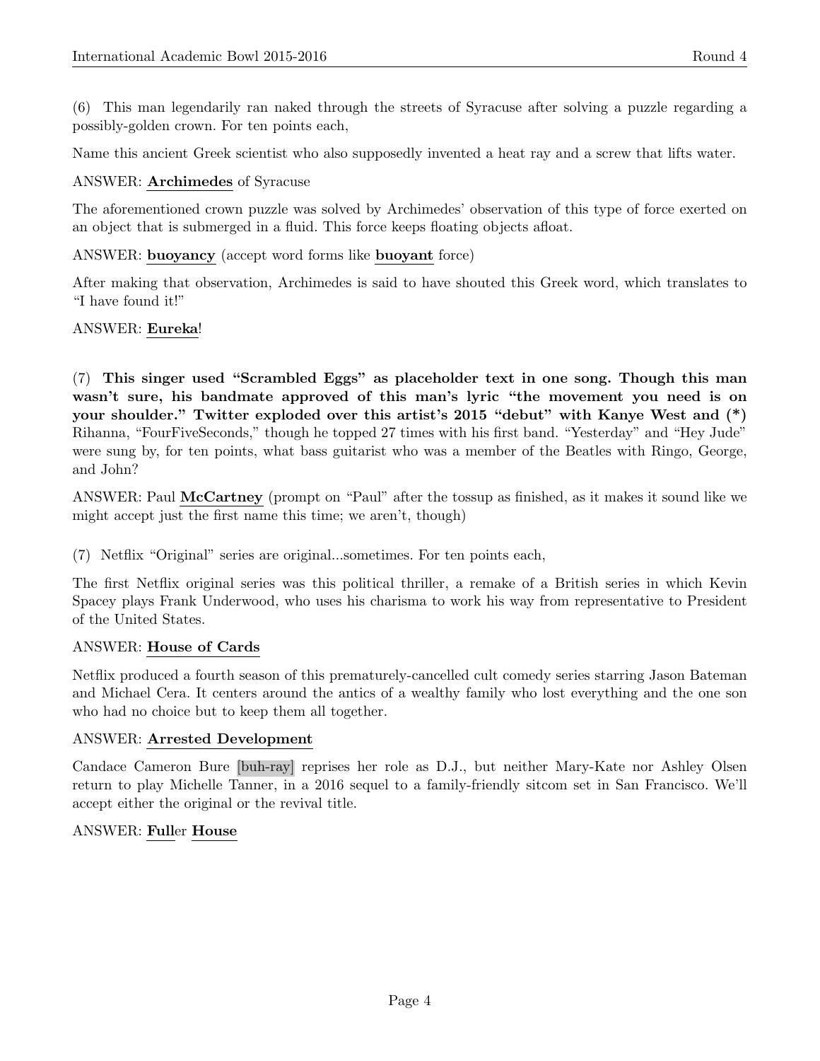(6) This man legendarily ran naked through the streets of Syracuse after solving a puzzle regarding a possibly-golden crown. For ten points each,

Name this ancient Greek scientist who also supposedly invented a heat ray and a screw that lifts water.

ANSWER: **Archimedes** of Syracuse

The aforementioned crown puzzle was solved by Archimedes' observation of this type of force exerted on an object that is submerged in a fluid. This force keeps floating objects afloat.

ANSWER: **buoyancy** (accept word forms like **buoyant** force)

After making that observation, Archimedes is said to have shouted this Greek word, which translates to "I have found it!"

ANSWER: **Eureka**!

(7) **This singer used "Scrambled Eggs" as placeholder text in one song. Though this man wasn't sure, his bandmate approved of this man's lyric "the movement you need is on your shoulder." Twitter exploded over this artist's 2015 "debut" with Kanye West and (*)** Rihanna, "FourFiveSeconds," though he topped 27 times with his first band. "Yesterday" and "Hey Jude" were sung by, for ten points, what bass guitarist who was a member of the Beatles with Ringo, George, and John?

ANSWER: Paul **McCartney** (prompt on "Paul" after the tossup as finished, as it makes it sound like we might accept just the first name this time; we aren't, though)

(7) Netflix "Original" series are original...sometimes. For ten points each,

The first Netflix original series was this political thriller, a remake of a British series in which Kevin Spacey plays Frank Underwood, who uses his charisma to work his way from representative to President of the United States.

ANSWER: **House of Cards**

Netflix produced a fourth season of this prematurely-cancelled cult comedy series starring Jason Bateman and Michael Cera. It centers around the antics of a wealthy family who lost everything and the one son who had no choice but to keep them all together.

ANSWER: **Arrested Development**

Candace Cameron Bure [buh-ray] reprises her role as D.J., but neither Mary-Kate nor Ashley Olsen return to play Michelle Tanner, in a 2016 sequel to a family-friendly sitcom set in San Francisco. We'll accept either the original or the revival title.

ANSWER: **Full**er **House**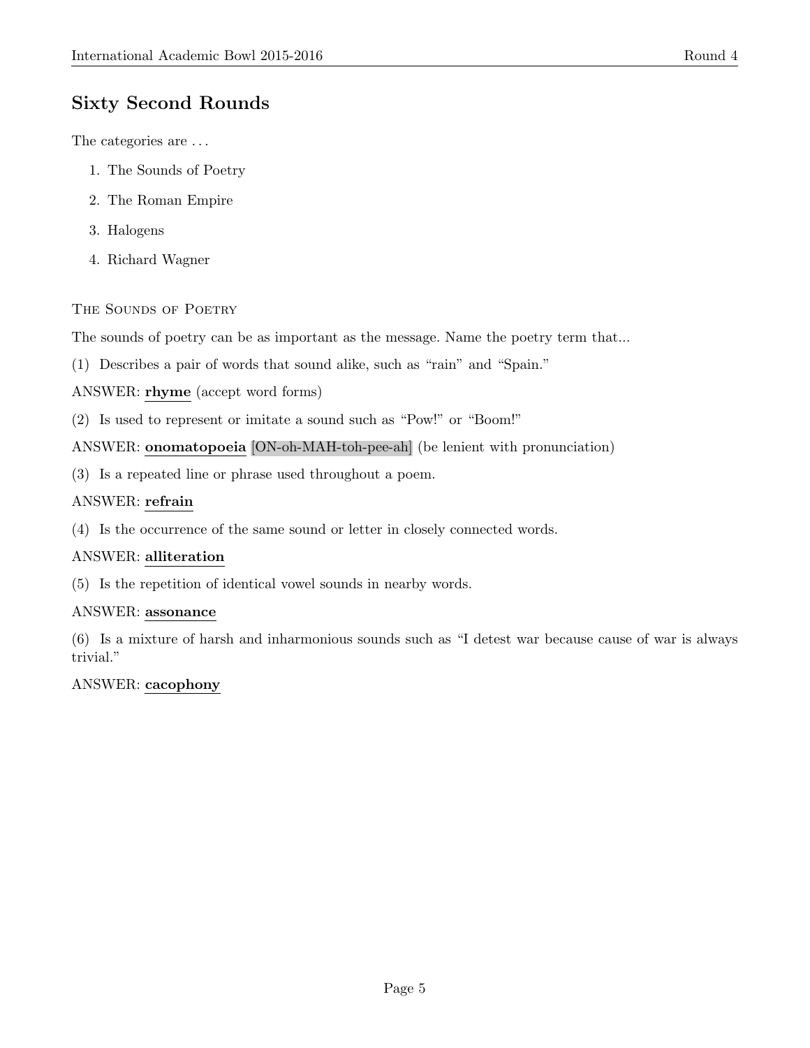## Sixty Second Rounds

The categories are . . .

1. The Sounds of Poetry
2. The Roman Empire
3. Halogens
4. Richard Wagner

### The Sounds of Poetry

The sounds of poetry can be as important as the message. Name the poetry term that...

(1) Describes a pair of words that sound alike, such as "rain" and "Spain."

ANSWER: **rhyme** (accept word forms)

(2) Is used to represent or imitate a sound such as "Pow!" or "Boom!"

ANSWER: **onomatopoeia** [ON-oh-MAH-toh-pee-ah] (be lenient with pronunciation)

(3) Is a repeated line or phrase used throughout a poem.

ANSWER: **refrain**

(4) Is the occurrence of the same sound or letter in closely connected words.

ANSWER: **alliteration**

(5) Is the repetition of identical vowel sounds in nearby words.

ANSWER: **assonance**

(6) Is a mixture of harsh and inharmonious sounds such as "I detest war because cause of war is always trivial."

ANSWER: **cacophony**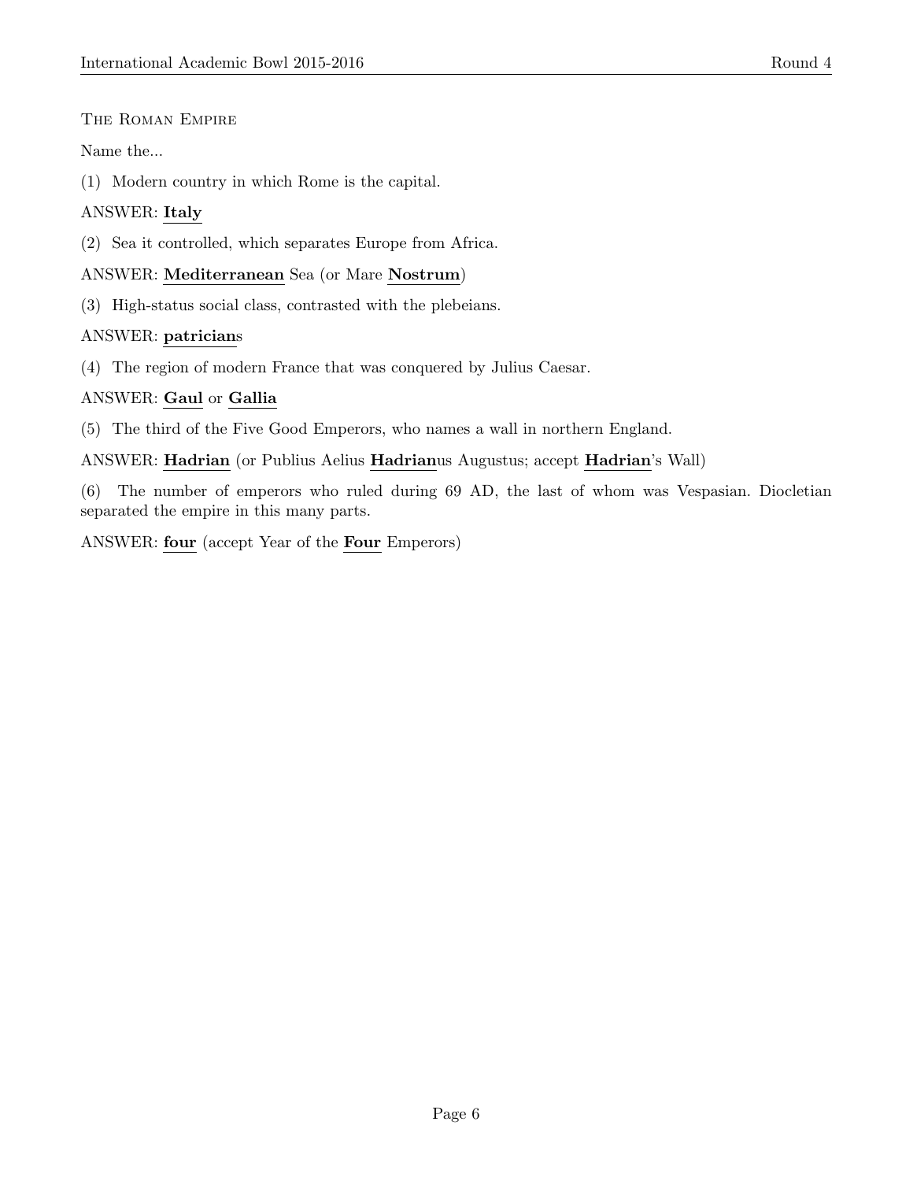The Roman Empire

Name the...

(1) Modern country in which Rome is the capital.

ANSWER: **Italy**

(2) Sea it controlled, which separates Europe from Africa.

ANSWER: **Mediterranean** Sea (or Mare **Nostrum**)

(3) High-status social class, contrasted with the plebeians.

ANSWER: **patrician**s

(4) The region of modern France that was conquered by Julius Caesar.

ANSWER: **Gaul** or **Gallia**

(5) The third of the Five Good Emperors, who names a wall in northern England.

ANSWER: **Hadrian** (or Publius Aelius **Hadrian**us Augustus; accept **Hadrian**'s Wall)

(6) The number of emperors who ruled during 69 AD, the last of whom was Vespasian. Diocletian separated the empire in this many parts.

ANSWER: **four** (accept Year of the **Four** Emperors)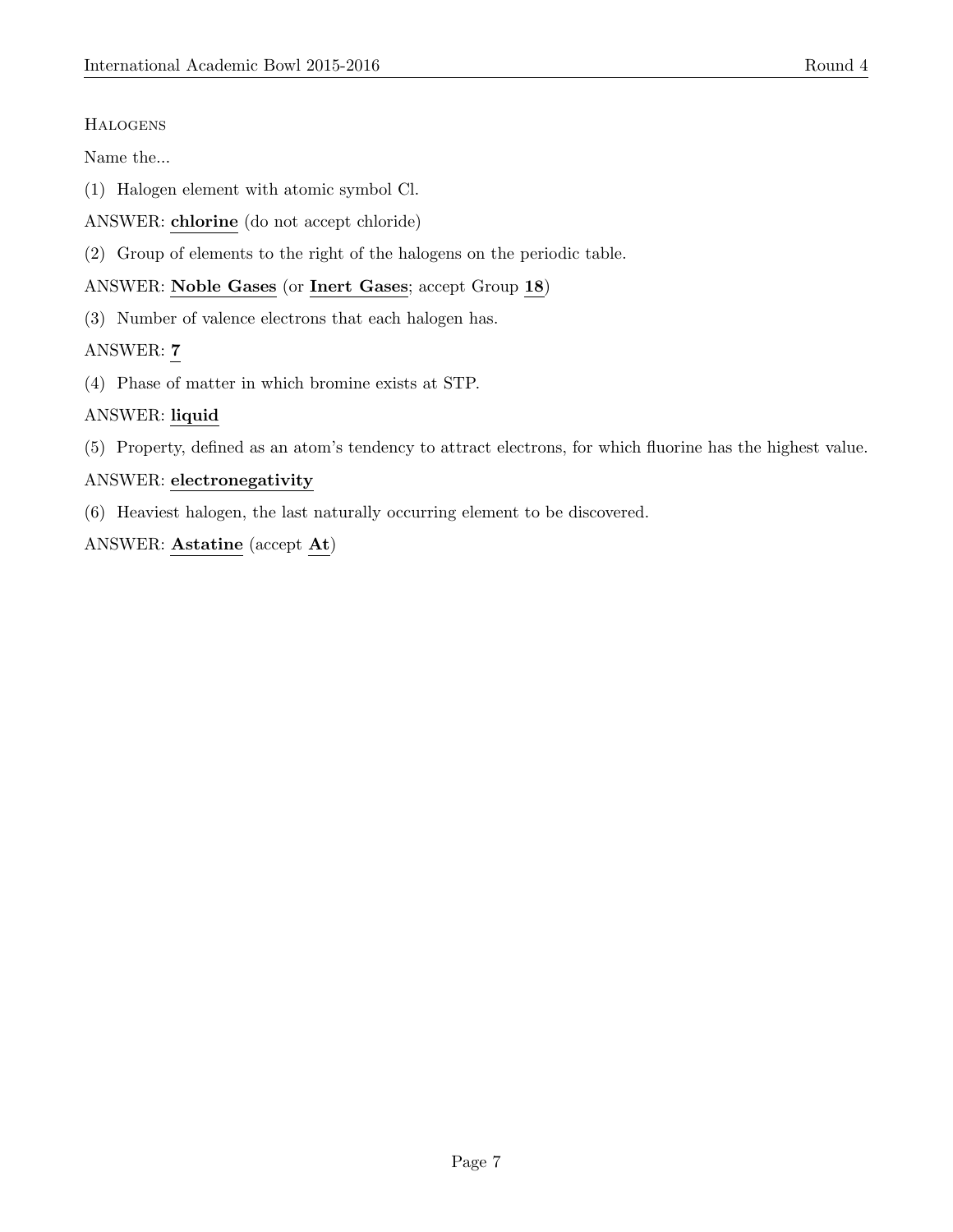### Halogens

Name the...

(1) Halogen element with atomic symbol Cl.

ANSWER: **chlorine** (do not accept chloride)

(2) Group of elements to the right of the halogens on the periodic table.

ANSWER: **Noble Gases** (or **Inert Gases**; accept Group **18**)

(3) Number of valence electrons that each halogen has.

ANSWER: **7**

(4) Phase of matter in which bromine exists at STP.

ANSWER: **liquid**

(5) Property, defined as an atom's tendency to attract electrons, for which fluorine has the highest value.

ANSWER: **electronegativity**

(6) Heaviest halogen, the last naturally occurring element to be discovered.

ANSWER: **Astatine** (accept **At**)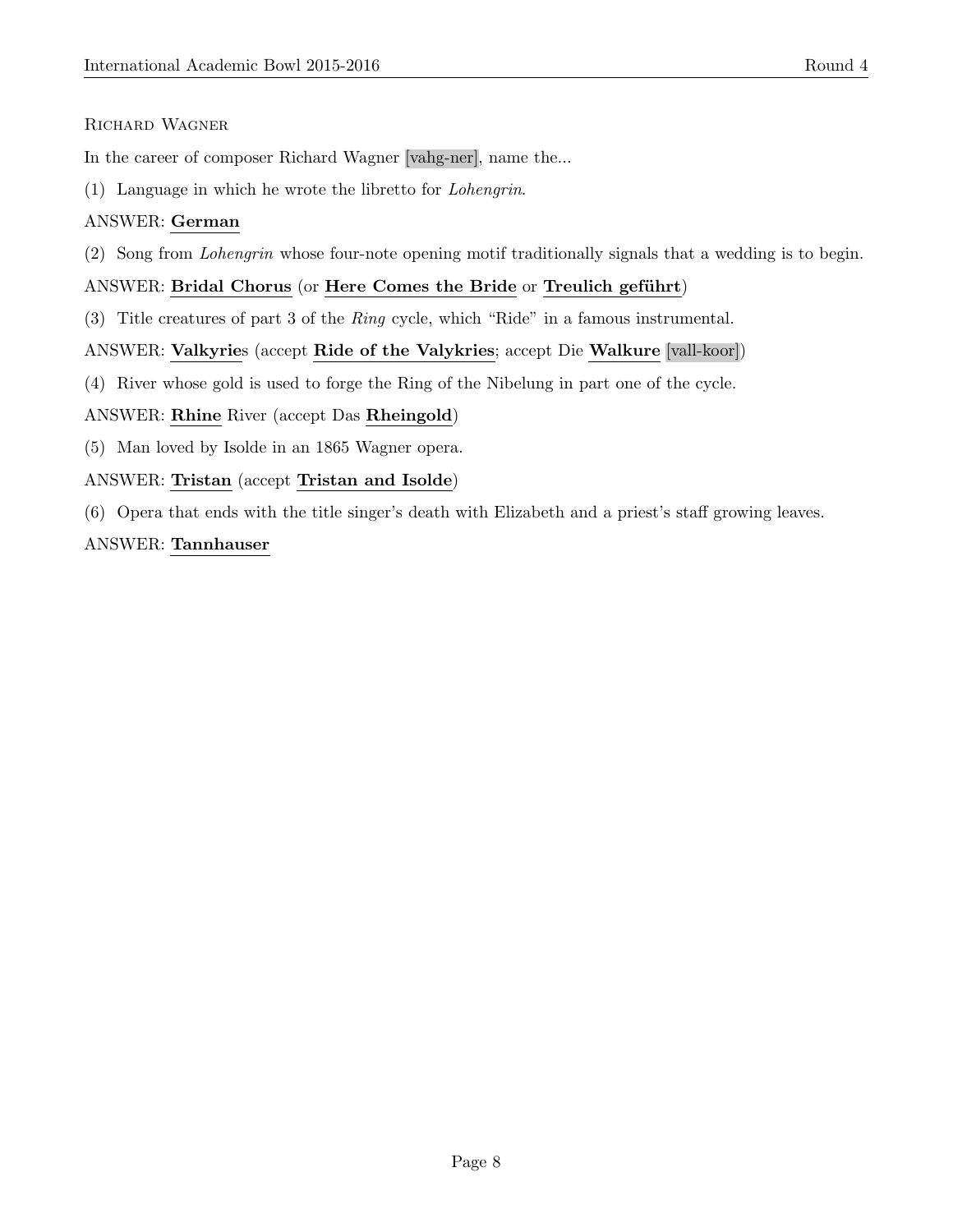Richard Wagner

In the career of composer Richard Wagner [vahg-ner], name the...

(1) Language in which he wrote the libretto for *Lohengrin*.

ANSWER: **German**

(2) Song from *Lohengrin* whose four-note opening motif traditionally signals that a wedding is to begin.

ANSWER: **Bridal Chorus** (or **Here Comes the Bride** or **Treulich geführt**)

(3) Title creatures of part 3 of the *Ring* cycle, which "Ride" in a famous instrumental.

ANSWER: **Valkyrie**s (accept **Ride of the Valykries**; accept Die **Walkure** [vall-koor])

(4) River whose gold is used to forge the Ring of the Nibelung in part one of the cycle.

ANSWER: **Rhine** River (accept Das **Rheingold**)

(5) Man loved by Isolde in an 1865 Wagner opera.

ANSWER: **Tristan** (accept **Tristan and Isolde**)

(6) Opera that ends with the title singer's death with Elizabeth and a priest's staff growing leaves.

ANSWER: **Tannhauser**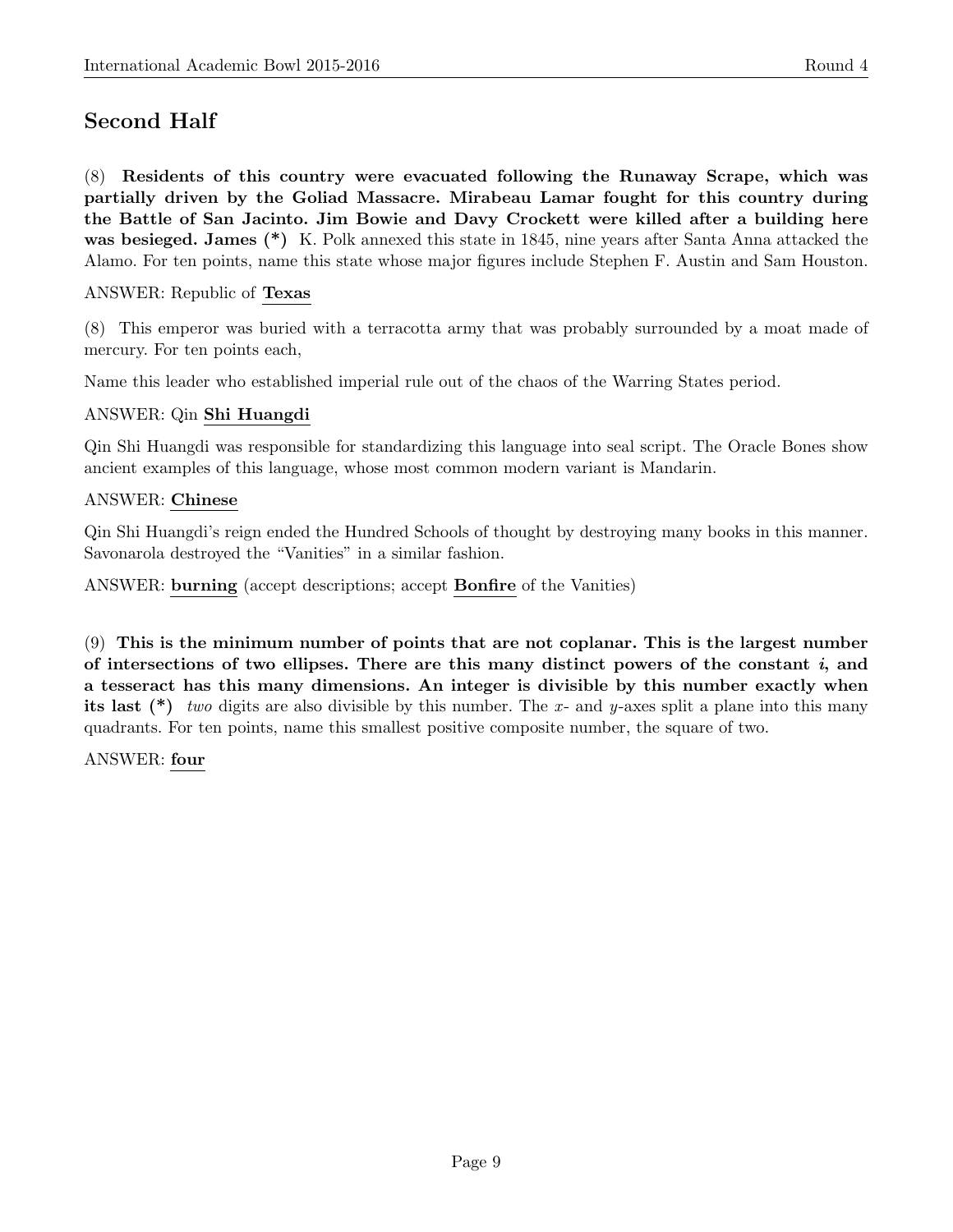## Second Half

(8) **Residents of this country were evacuated following the Runaway Scrape, which was partially driven by the Goliad Massacre. Mirabeau Lamar fought for this country during the Battle of San Jacinto. Jim Bowie and Davy Crockett were killed after a building here was besieged. James (*)** K. Polk annexed this state in 1845, nine years after Santa Anna attacked the Alamo. For ten points, name this state whose major figures include Stephen F. Austin and Sam Houston.

ANSWER: Republic of **Texas**

(8) This emperor was buried with a terracotta army that was probably surrounded by a moat made of mercury. For ten points each,

Name this leader who established imperial rule out of the chaos of the Warring States period.

ANSWER: Qin **Shi Huangdi**

Qin Shi Huangdi was responsible for standardizing this language into seal script. The Oracle Bones show ancient examples of this language, whose most common modern variant is Mandarin.

ANSWER: **Chinese**

Qin Shi Huangdi's reign ended the Hundred Schools of thought by destroying many books in this manner. Savonarola destroyed the "Vanities" in a similar fashion.

ANSWER: **burning** (accept descriptions; accept **Bonfire** of the Vanities)

(9) **This is the minimum number of points that are not coplanar. This is the largest number of intersections of two ellipses. There are this many distinct powers of the constant $i$, and a tesseract has this many dimensions. An integer is divisible by this number exactly when its last (*)** *two* digits are also divisible by this number. The $x$- and $y$-axes split a plane into this many quadrants. For ten points, name this smallest positive composite number, the square of two.

ANSWER: **four**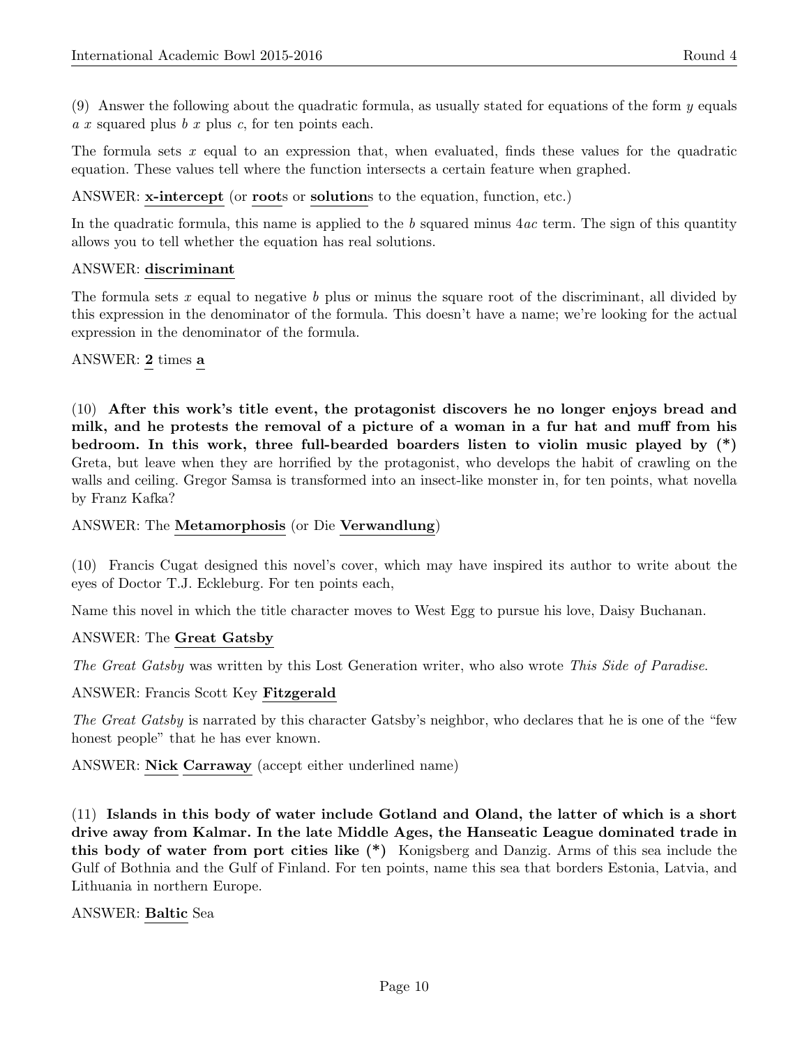(9) Answer the following about the quadratic formula, as usually stated for equations of the form $y$ equals $a$ $x$ squared plus $b$ $x$ plus $c$, for ten points each.

The formula sets $x$ equal to an expression that, when evaluated, finds these values for the quadratic equation. These values tell where the function intersects a certain feature when graphed.

ANSWER: **x-intercept** (or **root**s or **solution**s to the equation, function, etc.)

In the quadratic formula, this name is applied to the $b$ squared minus $4ac$ term. The sign of this quantity allows you to tell whether the equation has real solutions.

ANSWER: **discriminant**

The formula sets $x$ equal to negative $b$ plus or minus the square root of the discriminant, all divided by this expression in the denominator of the formula. This doesn't have a name; we're looking for the actual expression in the denominator of the formula.

ANSWER: **2** times **a**

(10) **After this work's title event, the protagonist discovers he no longer enjoys bread and milk, and he protests the removal of a picture of a woman in a fur hat and muff from his bedroom. In this work, three full-bearded boarders listen to violin music played by (*)** Greta, but leave when they are horrified by the protagonist, who develops the habit of crawling on the walls and ceiling. Gregor Samsa is transformed into an insect-like monster in, for ten points, what novella by Franz Kafka?

ANSWER: The **Metamorphosis** (or Die **Verwandlung**)

(10) Francis Cugat designed this novel's cover, which may have inspired its author to write about the eyes of Doctor T.J. Eckleburg. For ten points each,

Name this novel in which the title character moves to West Egg to pursue his love, Daisy Buchanan.

ANSWER: The **Great Gatsby**

*The Great Gatsby* was written by this Lost Generation writer, who also wrote *This Side of Paradise*.

ANSWER: Francis Scott Key **Fitzgerald**

*The Great Gatsby* is narrated by this character Gatsby's neighbor, who declares that he is one of the "few honest people" that he has ever known.

ANSWER: **Nick** **Carraway** (accept either underlined name)

(11) **Islands in this body of water include Gotland and Oland, the latter of which is a short drive away from Kalmar. In the late Middle Ages, the Hanseatic League dominated trade in this body of water from port cities like (*)** Konigsberg and Danzig. Arms of this sea include the Gulf of Bothnia and the Gulf of Finland. For ten points, name this sea that borders Estonia, Latvia, and Lithuania in northern Europe.

ANSWER: **Baltic** Sea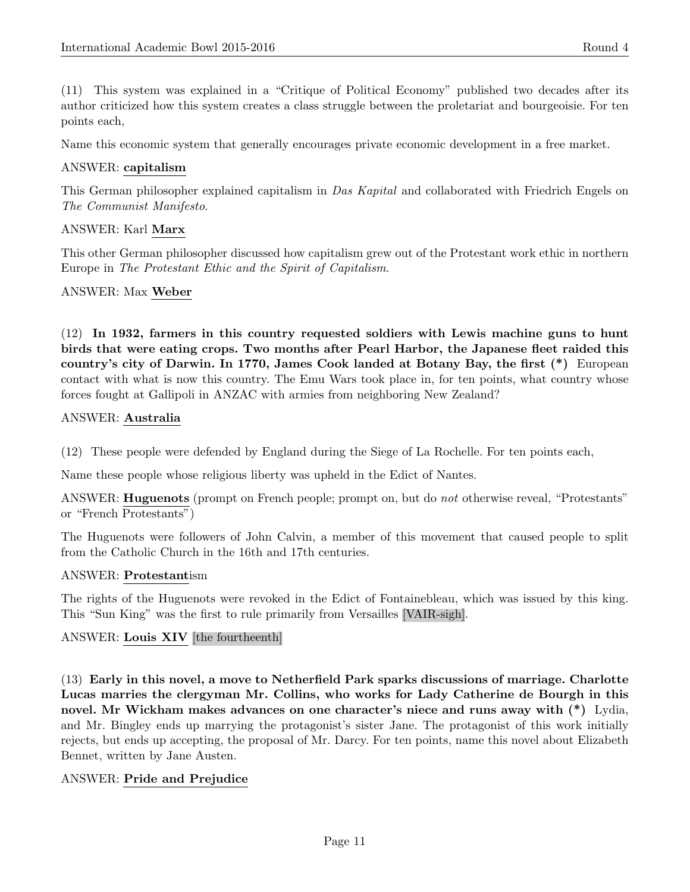(11) This system was explained in a "Critique of Political Economy" published two decades after its author criticized how this system creates a class struggle between the proletariat and bourgeoisie. For ten points each,

Name this economic system that generally encourages private economic development in a free market.

ANSWER: **capitalism**

This German philosopher explained capitalism in *Das Kapital* and collaborated with Friedrich Engels on *The Communist Manifesto*.

ANSWER: Karl **Marx**

This other German philosopher discussed how capitalism grew out of the Protestant work ethic in northern Europe in *The Protestant Ethic and the Spirit of Capitalism*.

ANSWER: Max **Weber**

(12) **In 1932, farmers in this country requested soldiers with Lewis machine guns to hunt birds that were eating crops. Two months after Pearl Harbor, the Japanese fleet raided this country's city of Darwin. In 1770, James Cook landed at Botany Bay, the first (*)** European contact with what is now this country. The Emu Wars took place in, for ten points, what country whose forces fought at Gallipoli in ANZAC with armies from neighboring New Zealand?

ANSWER: **Australia**

(12) These people were defended by England during the Siege of La Rochelle. For ten points each,

Name these people whose religious liberty was upheld in the Edict of Nantes.

ANSWER: **Huguenots** (prompt on French people; prompt on, but do *not* otherwise reveal, "Protestants" or "French Protestants")

The Huguenots were followers of John Calvin, a member of this movement that caused people to split from the Catholic Church in the 16th and 17th centuries.

ANSWER: **Protestant**ism

The rights of the Huguenots were revoked in the Edict of Fontainebleau, which was issued by this king. This "Sun King" was the first to rule primarily from Versailles [VAIR-sigh].

ANSWER: **Louis XIV** [the fourtheenth]

(13) **Early in this novel, a move to Netherfield Park sparks discussions of marriage. Charlotte Lucas marries the clergyman Mr. Collins, who works for Lady Catherine de Bourgh in this novel. Mr Wickham makes advances on one character's niece and runs away with (*)** Lydia, and Mr. Bingley ends up marrying the protagonist's sister Jane. The protagonist of this work initially rejects, but ends up accepting, the proposal of Mr. Darcy. For ten points, name this novel about Elizabeth Bennet, written by Jane Austen.

ANSWER: **Pride and Prejudice**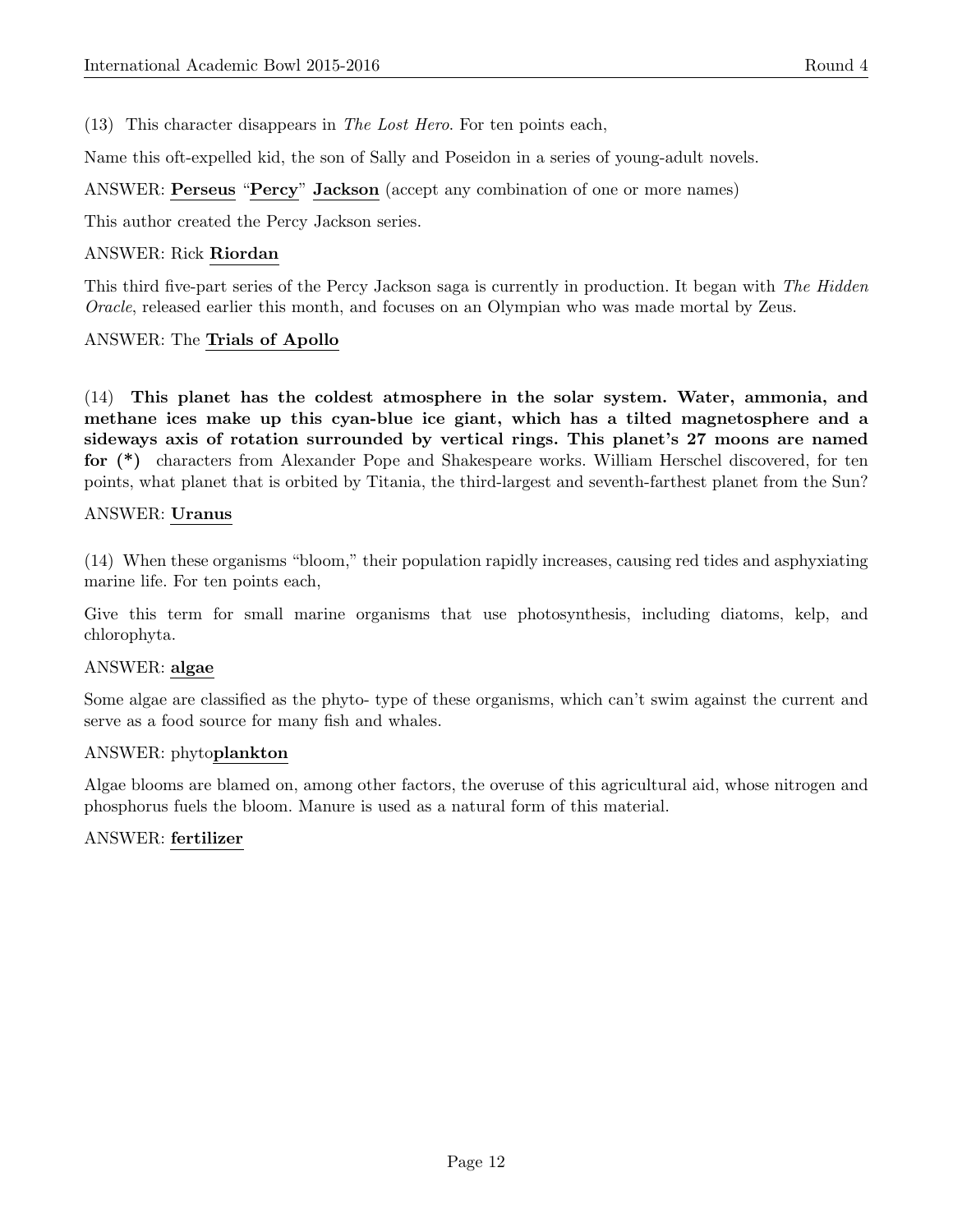(13) This character disappears in *The Lost Hero*. For ten points each,

Name this oft-expelled kid, the son of Sally and Poseidon in a series of young-adult novels.

ANSWER: **Perseus** "**Percy**" **Jackson** (accept any combination of one or more names)

This author created the Percy Jackson series.

ANSWER: Rick **Riordan**

This third five-part series of the Percy Jackson saga is currently in production. It began with *The Hidden Oracle*, released earlier this month, and focuses on an Olympian who was made mortal by Zeus.

ANSWER: The **Trials of Apollo**

(14) **This planet has the coldest atmosphere in the solar system. Water, ammonia, and methane ices make up this cyan-blue ice giant, which has a tilted magnetosphere and a sideways axis of rotation surrounded by vertical rings. This planet's 27 moons are named for (*)** characters from Alexander Pope and Shakespeare works. William Herschel discovered, for ten points, what planet that is orbited by Titania, the third-largest and seventh-farthest planet from the Sun?

ANSWER: **Uranus**

(14) When these organisms "bloom," their population rapidly increases, causing red tides and asphyxiating marine life. For ten points each,

Give this term for small marine organisms that use photosynthesis, including diatoms, kelp, and chlorophyta.

ANSWER: **algae**

Some algae are classified as the phyto- type of these organisms, which can't swim against the current and serve as a food source for many fish and whales.

ANSWER: phyto**plankton**

Algae blooms are blamed on, among other factors, the overuse of this agricultural aid, whose nitrogen and phosphorus fuels the bloom. Manure is used as a natural form of this material.

ANSWER: **fertilizer**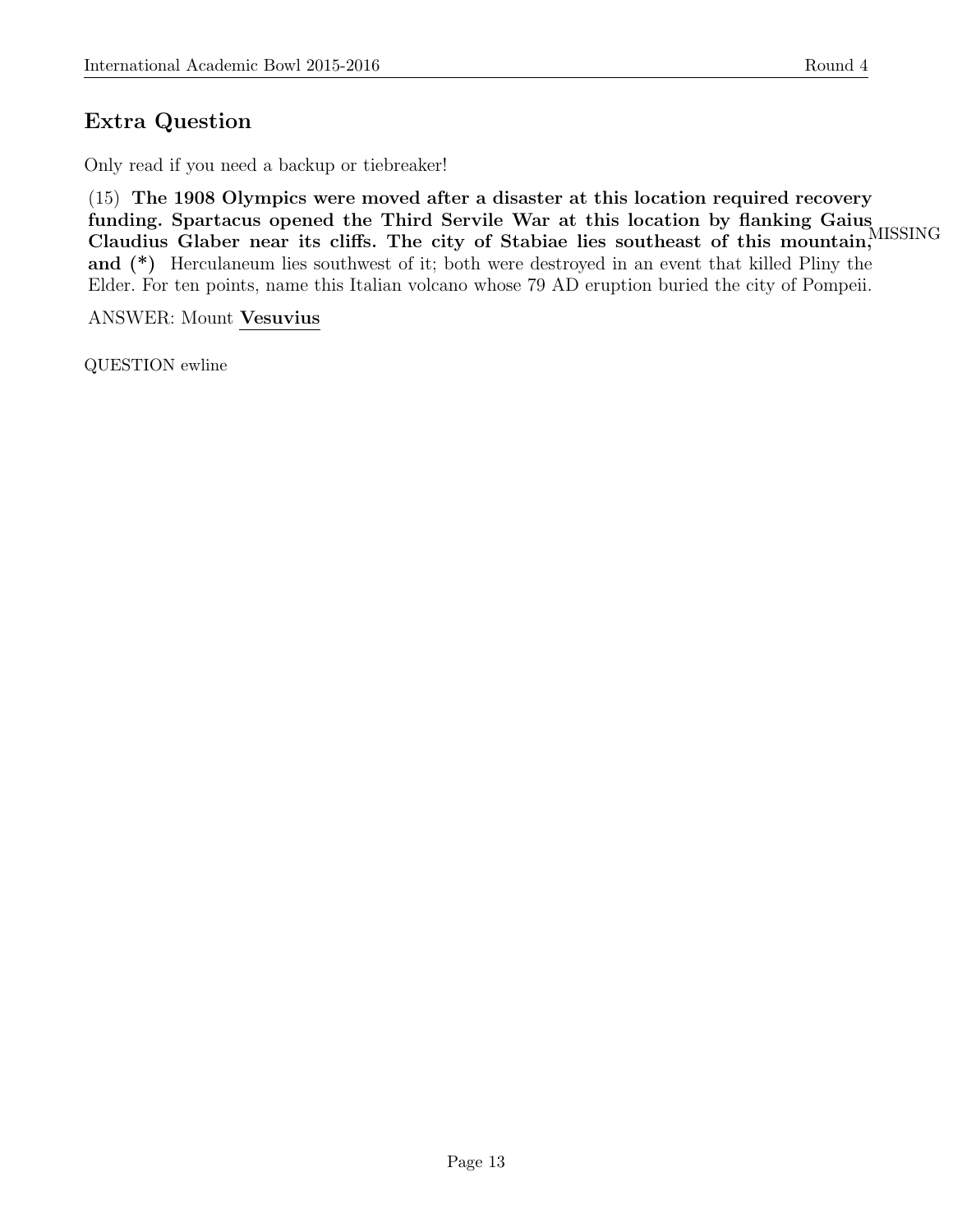## Extra Question

Only read if you need a backup or tiebreaker!

(15) **The 1908 Olympics were moved after a disaster at this location required recovery funding. Spartacus opened the Third Servile War at this location by flanking Gaius Claudius Glaber near its cliffs. The city of Stabiae lies southeast of this mountain, and (*)** Herculaneum lies southwest of it; both were destroyed in an event that killed Pliny the Elder. For ten points, name this Italian volcano whose 79 AD eruption buried the city of Pompeii.

MISSING

ANSWER: Mount **<u>Vesuvius</u>**

QUESTION ewline